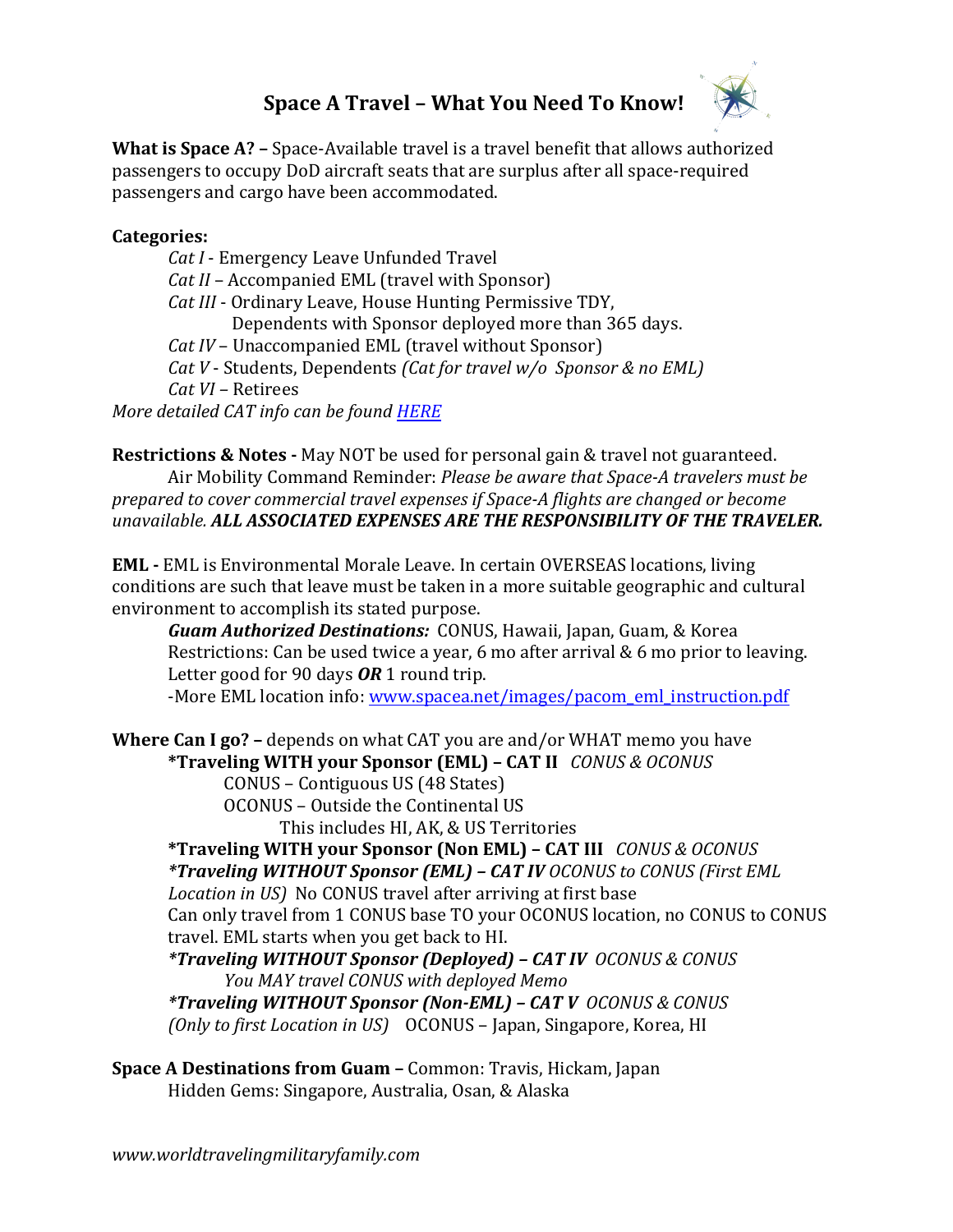# Space A Travel – What You Need To Know!

**What is Space A? –** Space-Available travel is a travel benefit that allows authorized passengers to occupy DoD aircraft seats that are surplus after all space-required passengers and cargo have been accommodated.

**Categories:**

*Cat I* - Emergency Leave Unfunded Travel
*Cat II* – Accompanied EML (travel with Sponsor)
*Cat III* - Ordinary Leave, House Hunting Permissive TDY, Dependents with Sponsor deployed more than 365 days.
*Cat IV* – Unaccompanied EML (travel without Sponsor)
*Cat V* - Students, Dependents *(Cat for travel w/o Sponsor & no EML)*
*Cat VI* – Retirees

*More detailed CAT info can be found [HERE]()*

**Restrictions & Notes -** May NOT be used for personal gain & travel not guaranteed.

Air Mobility Command Reminder: *Please be aware that Space-A travelers must be prepared to cover commercial travel expenses if Space-A flights are changed or become unavailable.* ***ALL ASSOCIATED EXPENSES ARE THE RESPONSIBILITY OF THE TRAVELER.***

**EML -** EML is Environmental Morale Leave. In certain OVERSEAS locations, living conditions are such that leave must be taken in a more suitable geographic and cultural environment to accomplish its stated purpose.

***Guam Authorized Destinations:*** CONUS, Hawaii, Japan, Guam, & Korea
Restrictions: Can be used twice a year, 6 mo after arrival & 6 mo prior to leaving.
Letter good for 90 days ***OR*** 1 round trip.
-More EML location info: [www.spacea.net/images/pacom_eml_instruction.pdf](www.spacea.net/images/pacom_eml_instruction.pdf)

**Where Can I go? –** depends on what CAT you are and/or WHAT memo you have

**\*Traveling WITH your Sponsor (EML) – CAT II** *CONUS & OCONUS*
CONUS – Contiguous US (48 States)
OCONUS – Outside the Continental US
This includes HI, AK, & US Territories

**\*Traveling WITH your Sponsor (Non EML) – CAT III** *CONUS & OCONUS*

***\*Traveling WITHOUT Sponsor (EML) – CAT IV*** *OCONUS to CONUS (First EML Location in US)* No CONUS travel after arriving at first base
Can only travel from 1 CONUS base TO your OCONUS location, no CONUS to CONUS travel. EML starts when you get back to HI.

***\*Traveling WITHOUT Sponsor (Deployed) – CAT IV*** *OCONUS & CONUS*
*You MAY travel CONUS with deployed Memo*

***\*Traveling WITHOUT Sponsor (Non-EML) – CAT V*** *OCONUS & CONUS (Only to first Location in US)* OCONUS – Japan, Singapore, Korea, HI

**Space A Destinations from Guam –** Common: Travis, Hickam, Japan
Hidden Gems: Singapore, Australia, Osan, & Alaska

*www.worldtravelingmilitaryfamily.com*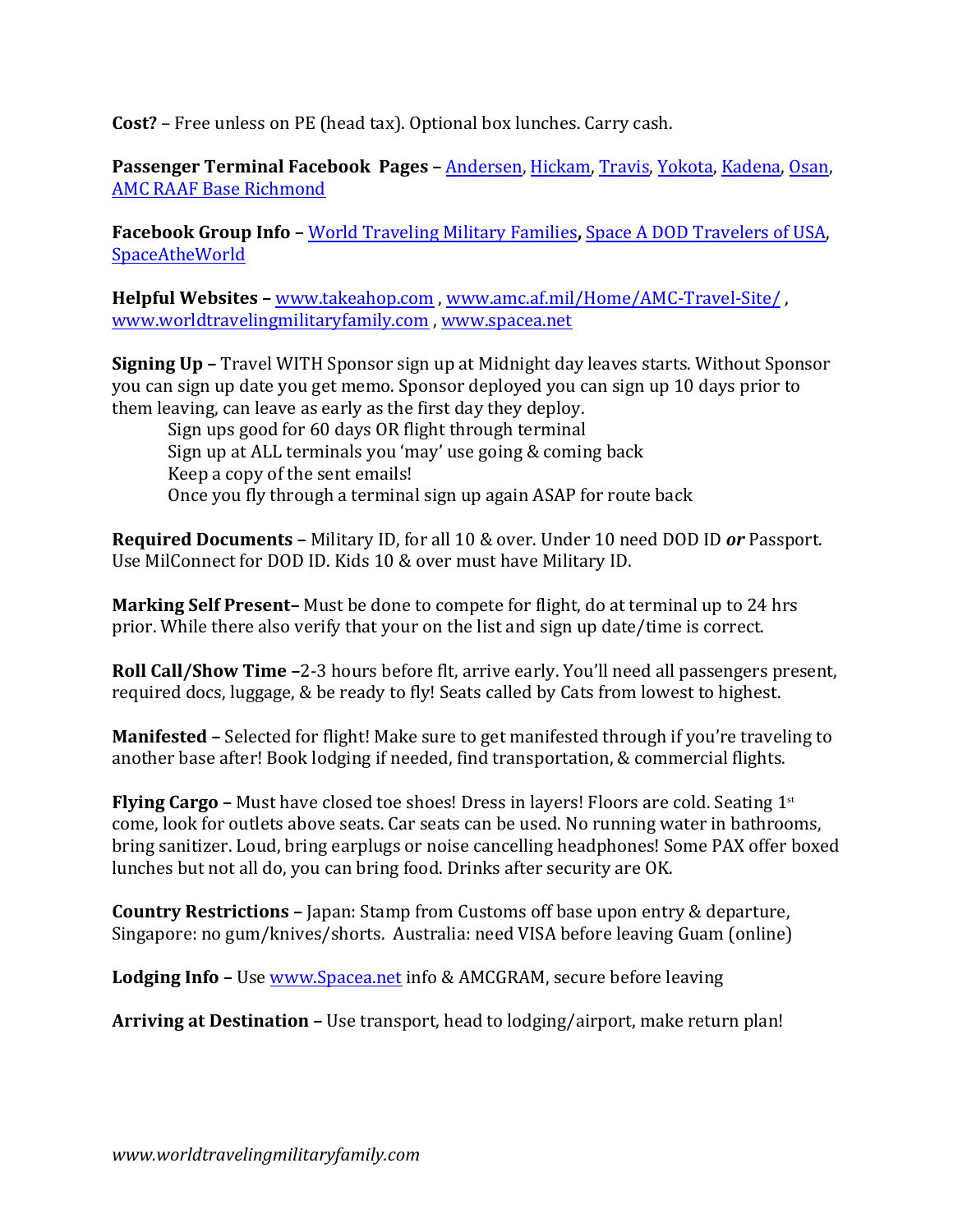**Cost?** – Free unless on PE (head tax). Optional box lunches. Carry cash.

**Passenger Terminal Facebook Pages –** Andersen, Hickam, Travis, Yokota, Kadena, Osan, AMC RAAF Base Richmond

**Facebook Group Info –** World Traveling Military Families**,** Space A DOD Travelers of USA, SpaceAtheWorld

**Helpful Websites –** www.takeahop.com , www.amc.af.mil/Home/AMC-Travel-Site/ , www.worldtravelingmilitaryfamily.com , www.spacea.net

**Signing Up –** Travel WITH Sponsor sign up at Midnight day leaves starts. Without Sponsor you can sign up date you get memo. Sponsor deployed you can sign up 10 days prior to them leaving, can leave as early as the first day they deploy.

Sign ups good for 60 days OR flight through terminal
Sign up at ALL terminals you 'may' use going & coming back
Keep a copy of the sent emails!
Once you fly through a terminal sign up again ASAP for route back

**Required Documents –** Military ID, for all 10 & over. Under 10 need DOD ID ***or*** Passport. Use MilConnect for DOD ID. Kids 10 & over must have Military ID.

**Marking Self Present–** Must be done to compete for flight, do at terminal up to 24 hrs prior. While there also verify that your on the list and sign up date/time is correct.

**Roll Call/Show Time –**2-3 hours before flt, arrive early. You'll need all passengers present, required docs, luggage, & be ready to fly! Seats called by Cats from lowest to highest.

**Manifested –** Selected for flight! Make sure to get manifested through if you're traveling to another base after! Book lodging if needed, find transportation, & commercial flights.

**Flying Cargo –** Must have closed toe shoes! Dress in layers! Floors are cold. Seating 1st come, look for outlets above seats. Car seats can be used. No running water in bathrooms, bring sanitizer. Loud, bring earplugs or noise cancelling headphones! Some PAX offer boxed lunches but not all do, you can bring food. Drinks after security are OK.

**Country Restrictions –** Japan: Stamp from Customs off base upon entry & departure, Singapore: no gum/knives/shorts. Australia: need VISA before leaving Guam (online)

**Lodging Info –** Use www.Spacea.net info & AMCGRAM, secure before leaving

**Arriving at Destination –** Use transport, head to lodging/airport, make return plan!